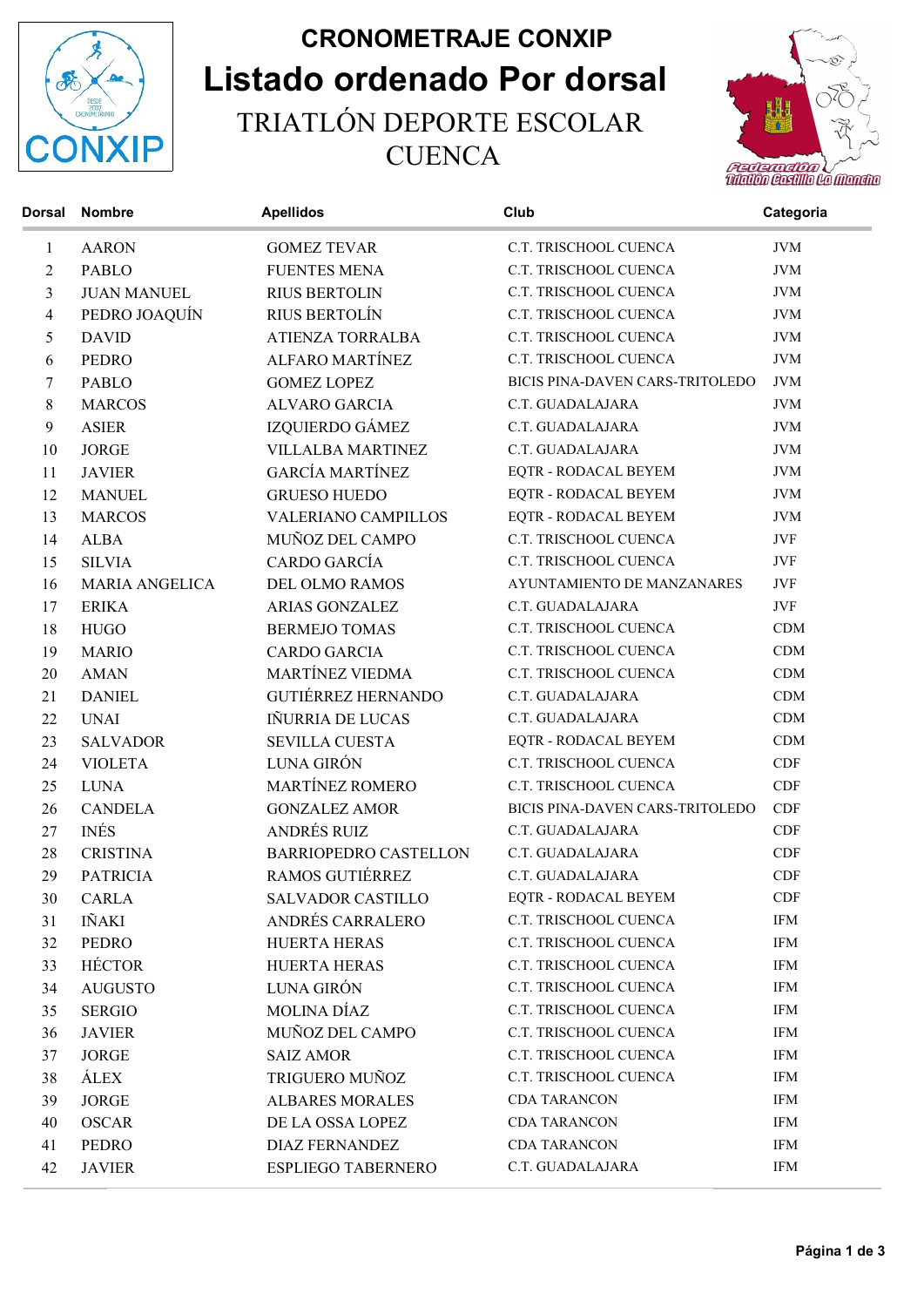# CRONOMETRAJE CONXIP

# Listado ordenado Por dorsal

## TRIATLÓN DEPORTE ESCOLAR CUENCA

| Dorsal | Nombre | Apellidos | Club | Categoria |
|---|---|---|---|---|
| 1 | AARON | GOMEZ TEVAR | C.T. TRISCHOOL CUENCA | JVM |
| 2 | PABLO | FUENTES MENA | C.T. TRISCHOOL CUENCA | JVM |
| 3 | JUAN MANUEL | RIUS BERTOLIN | C.T. TRISCHOOL CUENCA | JVM |
| 4 | PEDRO JOAQUÍN | RIUS BERTOLÍN | C.T. TRISCHOOL CUENCA | JVM |
| 5 | DAVID | ATIENZA TORRALBA | C.T. TRISCHOOL CUENCA | JVM |
| 6 | PEDRO | ALFARO MARTÍNEZ | C.T. TRISCHOOL CUENCA | JVM |
| 7 | PABLO | GOMEZ LOPEZ | BICIS PINA-DAVEN CARS-TRITOLEDO | JVM |
| 8 | MARCOS | ALVARO GARCIA | C.T. GUADALAJARA | JVM |
| 9 | ASIER | IZQUIERDO GÁMEZ | C.T. GUADALAJARA | JVM |
| 10 | JORGE | VILLALBA MARTINEZ | C.T. GUADALAJARA | JVM |
| 11 | JAVIER | GARCÍA MARTÍNEZ | EQTR - RODACAL BEYEM | JVM |
| 12 | MANUEL | GRUESO HUEDO | EQTR - RODACAL BEYEM | JVM |
| 13 | MARCOS | VALERIANO CAMPILLOS | EQTR - RODACAL BEYEM | JVM |
| 14 | ALBA | MUÑOZ DEL CAMPO | C.T. TRISCHOOL CUENCA | JVF |
| 15 | SILVIA | CARDO GARCÍA | C.T. TRISCHOOL CUENCA | JVF |
| 16 | MARIA ANGELICA | DEL OLMO RAMOS | AYUNTAMIENTO DE MANZANARES | JVF |
| 17 | ERIKA | ARIAS GONZALEZ | C.T. GUADALAJARA | JVF |
| 18 | HUGO | BERMEJO TOMAS | C.T. TRISCHOOL CUENCA | CDM |
| 19 | MARIO | CARDO GARCIA | C.T. TRISCHOOL CUENCA | CDM |
| 20 | AMAN | MARTÍNEZ VIEDMA | C.T. TRISCHOOL CUENCA | CDM |
| 21 | DANIEL | GUTIÉRREZ HERNANDO | C.T. GUADALAJARA | CDM |
| 22 | UNAI | IÑURRIA DE LUCAS | C.T. GUADALAJARA | CDM |
| 23 | SALVADOR | SEVILLA CUESTA | EQTR - RODACAL BEYEM | CDM |
| 24 | VIOLETA | LUNA GIRÓN | C.T. TRISCHOOL CUENCA | CDF |
| 25 | LUNA | MARTÍNEZ ROMERO | C.T. TRISCHOOL CUENCA | CDF |
| 26 | CANDELA | GONZALEZ AMOR | BICIS PINA-DAVEN CARS-TRITOLEDO | CDF |
| 27 | INÉS | ANDRÉS RUIZ | C.T. GUADALAJARA | CDF |
| 28 | CRISTINA | BARRIOPEDRO CASTELLON | C.T. GUADALAJARA | CDF |
| 29 | PATRICIA | RAMOS GUTIÉRREZ | C.T. GUADALAJARA | CDF |
| 30 | CARLA | SALVADOR CASTILLO | EQTR - RODACAL BEYEM | CDF |
| 31 | IÑAKI | ANDRÉS CARRALERO | C.T. TRISCHOOL CUENCA | IFM |
| 32 | PEDRO | HUERTA HERAS | C.T. TRISCHOOL CUENCA | IFM |
| 33 | HÉCTOR | HUERTA HERAS | C.T. TRISCHOOL CUENCA | IFM |
| 34 | AUGUSTO | LUNA GIRÓN | C.T. TRISCHOOL CUENCA | IFM |
| 35 | SERGIO | MOLINA DÍAZ | C.T. TRISCHOOL CUENCA | IFM |
| 36 | JAVIER | MUÑOZ DEL CAMPO | C.T. TRISCHOOL CUENCA | IFM |
| 37 | JORGE | SAIZ AMOR | C.T. TRISCHOOL CUENCA | IFM |
| 38 | ÁLEX | TRIGUERO MUÑOZ | C.T. TRISCHOOL CUENCA | IFM |
| 39 | JORGE | ALBARES MORALES | CDA TARANCON | IFM |
| 40 | OSCAR | DE LA OSSA LOPEZ | CDA TARANCON | IFM |
| 41 | PEDRO | DIAZ FERNANDEZ | CDA TARANCON | IFM |
| 42 | JAVIER | ESPLIEGO TABERNERO | C.T. GUADALAJARA | IFM |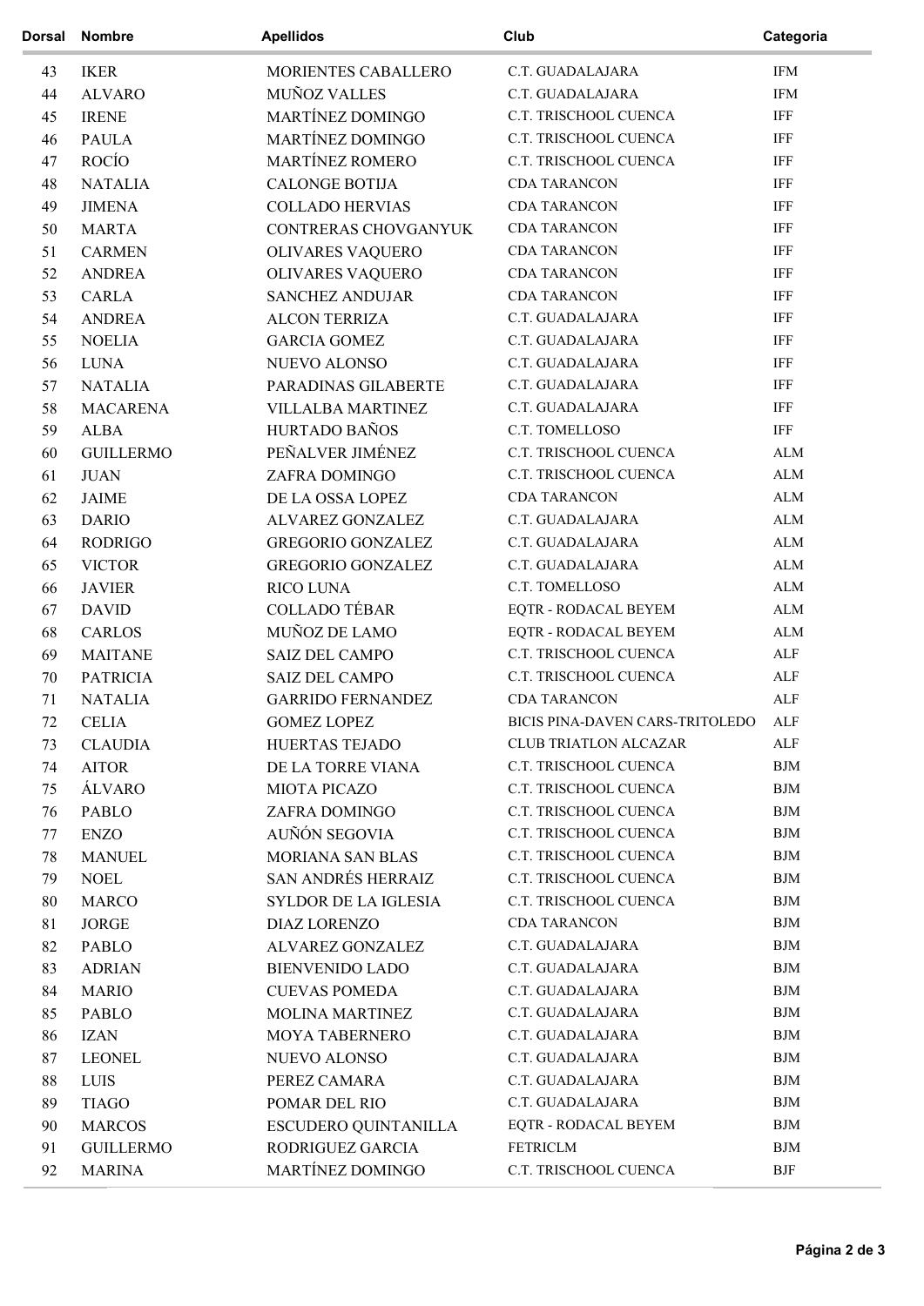| Dorsal | Nombre | Apellidos | Club | Categoria |
| --- | --- | --- | --- | --- |
| 43 | IKER | MORIENTES CABALLERO | C.T. GUADALAJARA | IFM |
| 44 | ALVARO | MUÑOZ VALLES | C.T. GUADALAJARA | IFM |
| 45 | IRENE | MARTÍNEZ DOMINGO | C.T. TRISCHOOL CUENCA | IFF |
| 46 | PAULA | MARTÍNEZ DOMINGO | C.T. TRISCHOOL CUENCA | IFF |
| 47 | ROCÍO | MARTÍNEZ ROMERO | C.T. TRISCHOOL CUENCA | IFF |
| 48 | NATALIA | CALONGE BOTIJA | CDA TARANCON | IFF |
| 49 | JIMENA | COLLADO HERVIAS | CDA TARANCON | IFF |
| 50 | MARTA | CONTRERAS CHOVGANYUK | CDA TARANCON | IFF |
| 51 | CARMEN | OLIVARES VAQUERO | CDA TARANCON | IFF |
| 52 | ANDREA | OLIVARES VAQUERO | CDA TARANCON | IFF |
| 53 | CARLA | SANCHEZ ANDUJAR | CDA TARANCON | IFF |
| 54 | ANDREA | ALCON TERRIZA | C.T. GUADALAJARA | IFF |
| 55 | NOELIA | GARCIA GOMEZ | C.T. GUADALAJARA | IFF |
| 56 | LUNA | NUEVO ALONSO | C.T. GUADALAJARA | IFF |
| 57 | NATALIA | PARADINAS GILABERTE | C.T. GUADALAJARA | IFF |
| 58 | MACARENA | VILLALBA MARTINEZ | C.T. GUADALAJARA | IFF |
| 59 | ALBA | HURTADO BAÑOS | C.T. TOMELLOSO | IFF |
| 60 | GUILLERMO | PEÑALVER JIMÉNEZ | C.T. TRISCHOOL CUENCA | ALM |
| 61 | JUAN | ZAFRA DOMINGO | C.T. TRISCHOOL CUENCA | ALM |
| 62 | JAIME | DE LA OSSA LOPEZ | CDA TARANCON | ALM |
| 63 | DARIO | ALVAREZ GONZALEZ | C.T. GUADALAJARA | ALM |
| 64 | RODRIGO | GREGORIO GONZALEZ | C.T. GUADALAJARA | ALM |
| 65 | VICTOR | GREGORIO GONZALEZ | C.T. GUADALAJARA | ALM |
| 66 | JAVIER | RICO LUNA | C.T. TOMELLOSO | ALM |
| 67 | DAVID | COLLADO TÉBAR | EQTR - RODACAL BEYEM | ALM |
| 68 | CARLOS | MUÑOZ DE LAMO | EQTR - RODACAL BEYEM | ALM |
| 69 | MAITANE | SAIZ DEL CAMPO | C.T. TRISCHOOL CUENCA | ALF |
| 70 | PATRICIA | SAIZ DEL CAMPO | C.T. TRISCHOOL CUENCA | ALF |
| 71 | NATALIA | GARRIDO FERNANDEZ | CDA TARANCON | ALF |
| 72 | CELIA | GOMEZ LOPEZ | BICIS PINA-DAVEN CARS-TRITOLEDO | ALF |
| 73 | CLAUDIA | HUERTAS TEJADO | CLUB TRIATLON ALCAZAR | ALF |
| 74 | AITOR | DE LA TORRE VIANA | C.T. TRISCHOOL CUENCA | BJM |
| 75 | ÁLVARO | MIOTA PICAZO | C.T. TRISCHOOL CUENCA | BJM |
| 76 | PABLO | ZAFRA DOMINGO | C.T. TRISCHOOL CUENCA | BJM |
| 77 | ENZO | AUÑÓN SEGOVIA | C.T. TRISCHOOL CUENCA | BJM |
| 78 | MANUEL | MORIANA SAN BLAS | C.T. TRISCHOOL CUENCA | BJM |
| 79 | NOEL | SAN ANDRÉS HERRAIZ | C.T. TRISCHOOL CUENCA | BJM |
| 80 | MARCO | SYLDOR DE LA IGLESIA | C.T. TRISCHOOL CUENCA | BJM |
| 81 | JORGE | DIAZ LORENZO | CDA TARANCON | BJM |
| 82 | PABLO | ALVAREZ GONZALEZ | C.T. GUADALAJARA | BJM |
| 83 | ADRIAN | BIENVENIDO LADO | C.T. GUADALAJARA | BJM |
| 84 | MARIO | CUEVAS POMEDA | C.T. GUADALAJARA | BJM |
| 85 | PABLO | MOLINA MARTINEZ | C.T. GUADALAJARA | BJM |
| 86 | IZAN | MOYA TABERNERO | C.T. GUADALAJARA | BJM |
| 87 | LEONEL | NUEVO ALONSO | C.T. GUADALAJARA | BJM |
| 88 | LUIS | PEREZ CAMARA | C.T. GUADALAJARA | BJM |
| 89 | TIAGO | POMAR DEL RIO | C.T. GUADALAJARA | BJM |
| 90 | MARCOS | ESCUDERO QUINTANILLA | EQTR - RODACAL BEYEM | BJM |
| 91 | GUILLERMO | RODRIGUEZ GARCIA | FETRICLM | BJM |
| 92 | MARINA | MARTÍNEZ DOMINGO | C.T. TRISCHOOL CUENCA | BJF |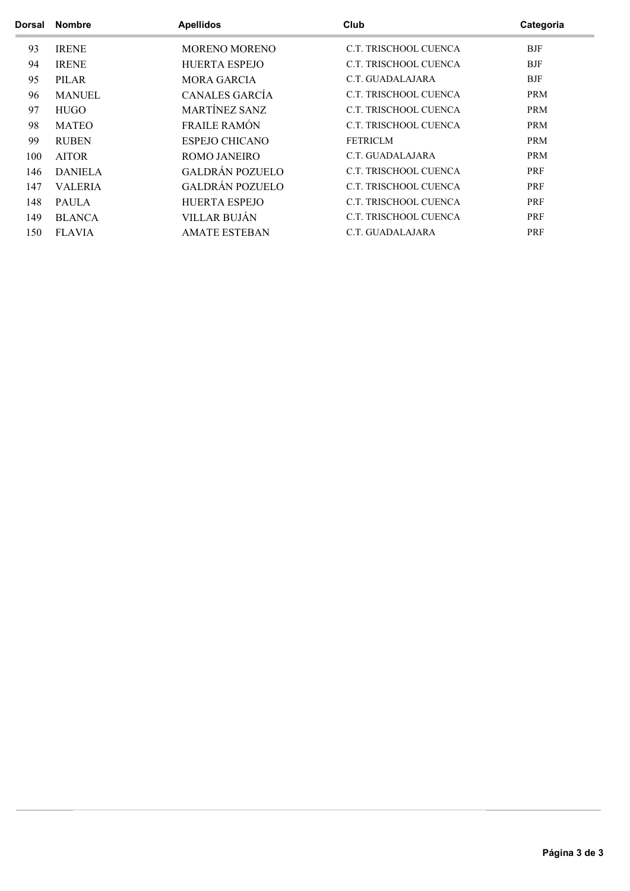| Dorsal | Nombre | Apellidos | Club | Categoria |
|---|---|---|---|---|
| 93 | IRENE | MORENO MORENO | C.T. TRISCHOOL CUENCA | BJF |
| 94 | IRENE | HUERTA ESPEJO | C.T. TRISCHOOL CUENCA | BJF |
| 95 | PILAR | MORA GARCIA | C.T. GUADALAJARA | BJF |
| 96 | MANUEL | CANALES GARCÍA | C.T. TRISCHOOL CUENCA | PRM |
| 97 | HUGO | MARTÍNEZ SANZ | C.T. TRISCHOOL CUENCA | PRM |
| 98 | MATEO | FRAILE RAMÓN | C.T. TRISCHOOL CUENCA | PRM |
| 99 | RUBEN | ESPEJO CHICANO | FETRICLM | PRM |
| 100 | AITOR | ROMO JANEIRO | C.T. GUADALAJARA | PRM |
| 146 | DANIELA | GALDRÁN POZUELO | C.T. TRISCHOOL CUENCA | PRF |
| 147 | VALERIA | GALDRÁN POZUELO | C.T. TRISCHOOL CUENCA | PRF |
| 148 | PAULA | HUERTA ESPEJO | C.T. TRISCHOOL CUENCA | PRF |
| 149 | BLANCA | VILLAR BUJÁN | C.T. TRISCHOOL CUENCA | PRF |
| 150 | FLAVIA | AMATE ESTEBAN | C.T. GUADALAJARA | PRF |